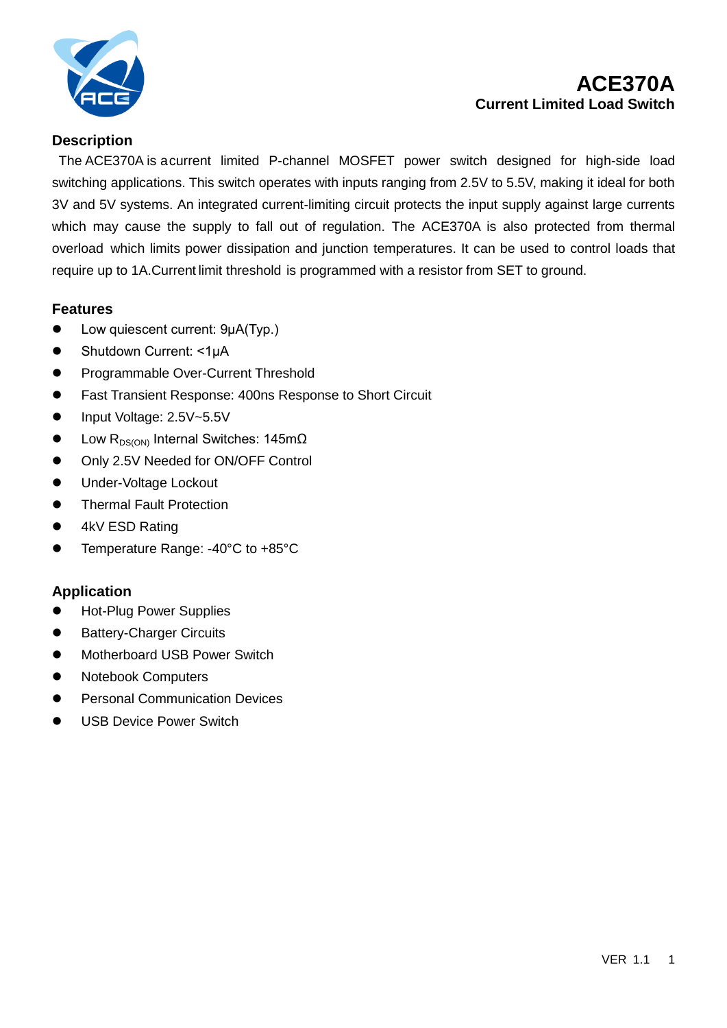# ACE370A

## Current Limited Load Switch

### Description

The ACE370A is a current limited P-channel MOSFET power switch designed for high-side load switching applications. This switch operates with inputs ranging from 2.5V to 5.5V, making it ideal for both 3V and 5V systems. An integrated current-limiting circuit protects the input supply against large currents which may cause the supply to fall out of regulation. The ACE370A is also protected from thermal overload which limits power dissipation and junction temperatures. It can be used to control loads that require up to 1A. Current limit threshold is programmed with a resistor from SET to ground.

### Features

- Low quiescent current: 9μA(Typ.)
- Shutdown Current: <1μA
- Programmable Over-Current Threshold
- Fast Transient Response: 400ns Response to Short Circuit
- Input Voltage: 2.5V~5.5V
- Low $R_{DS(ON)}$ Internal Switches: 145mΩ
- Only 2.5V Needed for ON/OFF Control
- Under-Voltage Lockout
- Thermal Fault Protection
- 4kV ESD Rating
- Temperature Range: -40°C to +85°C

### Application

- Hot-Plug Power Supplies
- Battery-Charger Circuits
- Motherboard USB Power Switch
- Notebook Computers
- Personal Communication Devices
- USB Device Power Switch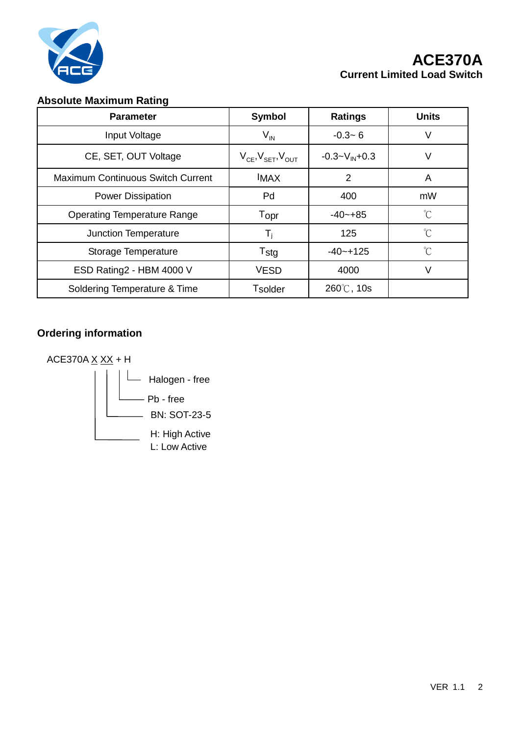## Absolute Maximum Rating

| Parameter | Symbol | Ratings | Units |
|---|---|---|---|
| Input Voltage | $V_{IN}$ | -0.3~ 6 | V |
| CE, SET, OUT Voltage | $V_{CE}$,$V_{SET}$,$V_{OUT}$ | -0.3~$V_{IN}$+0.3 | V |
| Maximum Continuous Switch Current | IMAX | 2 | A |
| Power Dissipation | Pd | 400 | mW |
| Operating Temperature Range | Topr | -40~+85 | ℃ |
| Junction Temperature | $T_j$ | 125 | ℃ |
| Storage Temperature | Tstg | -40~+125 | ℃ |
| ESD Rating2 - HBM 4000 V | VESD | 4000 | V |
| Soldering Temperature & Time | Tsolder | 260℃, 10s | |

## Ordering information

ACE370A X XX + H

- H: Halogen - free
- +: Pb - free
- XX: BN: SOT-23-5
- X: H: High Active, L: Low Active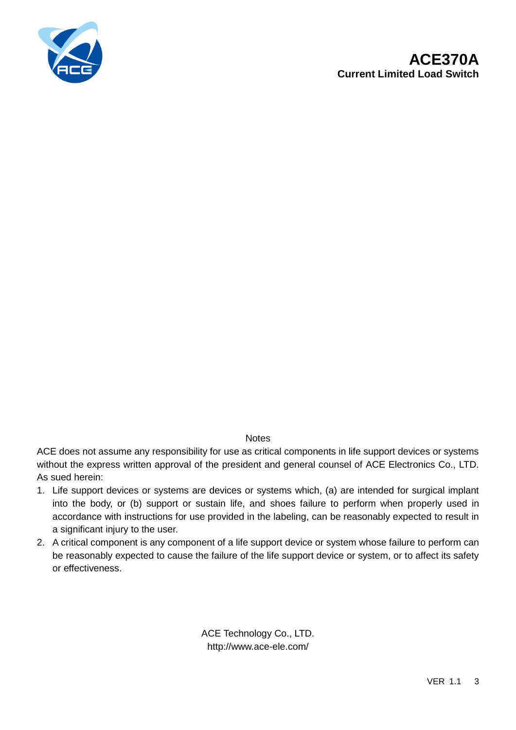Notes

ACE does not assume any responsibility for use as critical components in life support devices or systems without the express written approval of the president and general counsel of ACE Electronics Co., LTD. As sued herein:

1. Life support devices or systems are devices or systems which, (a) are intended for surgical implant into the body, or (b) support or sustain life, and shoes failure to perform when properly used in accordance with instructions for use provided in the labeling, can be reasonably expected to result in a significant injury to the user.
2. A critical component is any component of a life support device or system whose failure to perform can be reasonably expected to cause the failure of the life support device or system, or to affect its safety or effectiveness.

ACE Technology Co., LTD.
http://www.ace-ele.com/